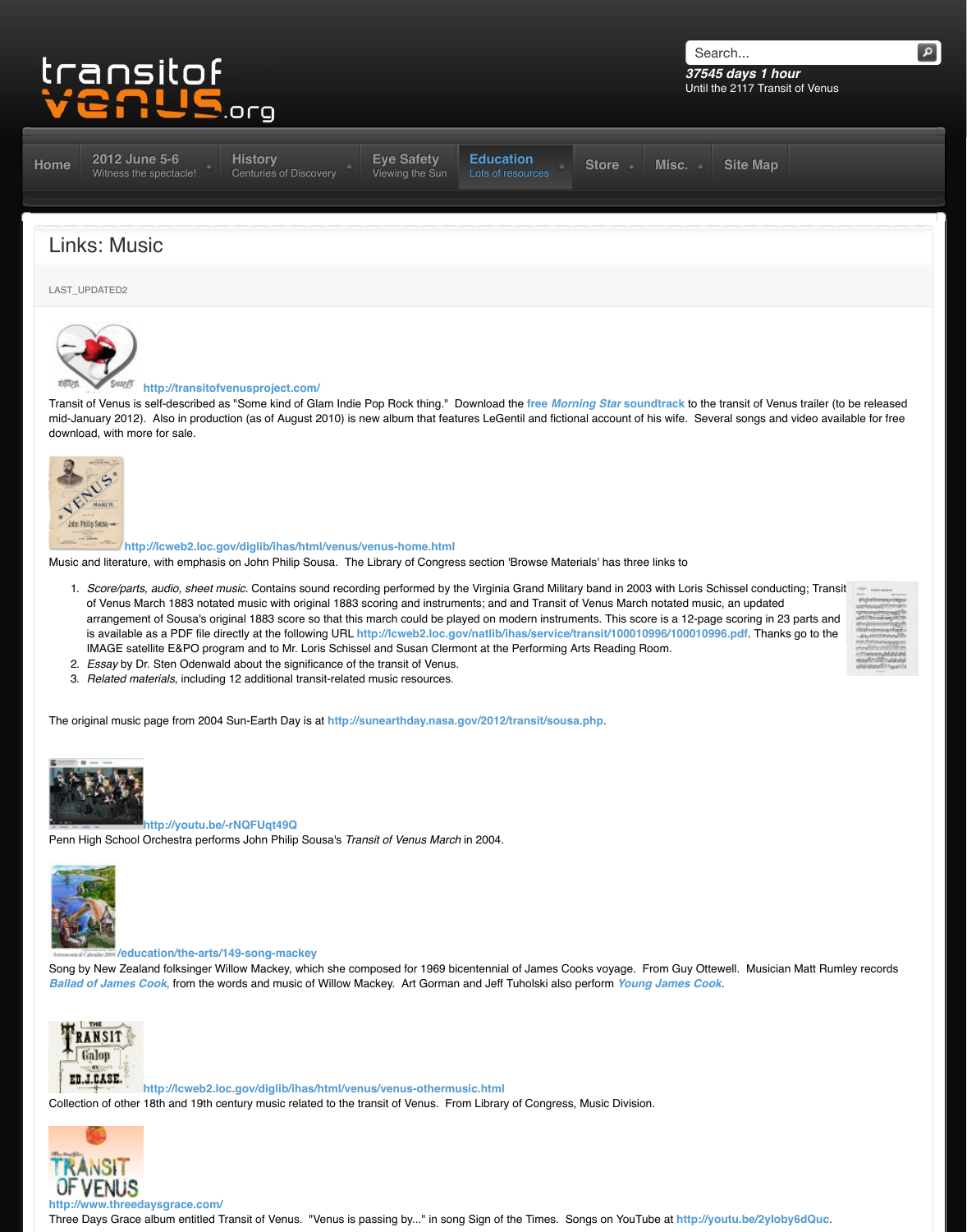transitof venus.org

37545 days 1 hour
Until the 2117 Transit of Venus

Home | 2012 June 5-6 Witness the spectacle! | History Centuries of Discovery | Eye Safety Viewing the Sun | Education Lots of resources | Store | Misc. | Site Map

# Links: Music

LAST_UPDATED2

http://transitofvenusproject.com/
Transit of Venus is self-described as "Some kind of Glam Indie Pop Rock thing." Download the free *Morning Star* soundtrack to the transit of Venus trailer (to be released mid-January 2012). Also in production (as of August 2010) is new album that features LeGentil and fictional account of his wife. Several songs and video available for free download, with more for sale.

http://lcweb2.loc.gov/diglib/ihas/html/venus/venus-home.html
Music and literature, with emphasis on John Philip Sousa. The Library of Congress section 'Browse Materials' has three links to

1. *Score/parts, audio, sheet music.* Contains sound recording performed by the Virginia Grand Military band in 2003 with Loris Schissel conducting; Transit of Venus March 1883 notated music with original 1883 scoring and instruments; and and Transit of Venus March notated music, an updated arrangement of Sousa's original 1883 score so that this march could be played on modern instruments. This score is a 12-page scoring in 23 parts and is available as a PDF file directly at the following URL http://lcweb2.loc.gov/natlib/ihas/service/transit/100010996/100010996.pdf. Thanks go to the IMAGE satellite E&PO program and to Mr. Loris Schissel and Susan Clermont at the Performing Arts Reading Room.
2. *Essay* by Dr. Sten Odenwald about the significance of the transit of Venus.
3. *Related materials*, including 12 additional transit-related music resources.

The original music page from 2004 Sun-Earth Day is at http://sunearthday.nasa.gov/2012/transit/sousa.php.

http://youtu.be/-rNQFUqt49Q
Penn High School Orchestra performs John Philip Sousa's *Transit of Venus March* in 2004.

/education/the-arts/149-song-mackey
Song by New Zealand folksinger Willow Mackey, which she composed for 1969 bicentennial of James Cooks voyage. From Guy Ottewell. Musician Matt Rumley records *Ballad of James Cook,* from the words and music of Willow Mackey. Art Gorman and Jeff Tuholski also perform *Young James Cook*.

http://lcweb2.loc.gov/diglib/ihas/html/venus/venus-othermusic.html
Collection of other 18th and 19th century music related to the transit of Venus. From Library of Congress, Music Division.

http://www.threedaysgrace.com/
Three Days Grace album entitled Transit of Venus. "Venus is passing by..." in song Sign of the Times. Songs on YouTube at http://youtu.be/2yloby6dQuc.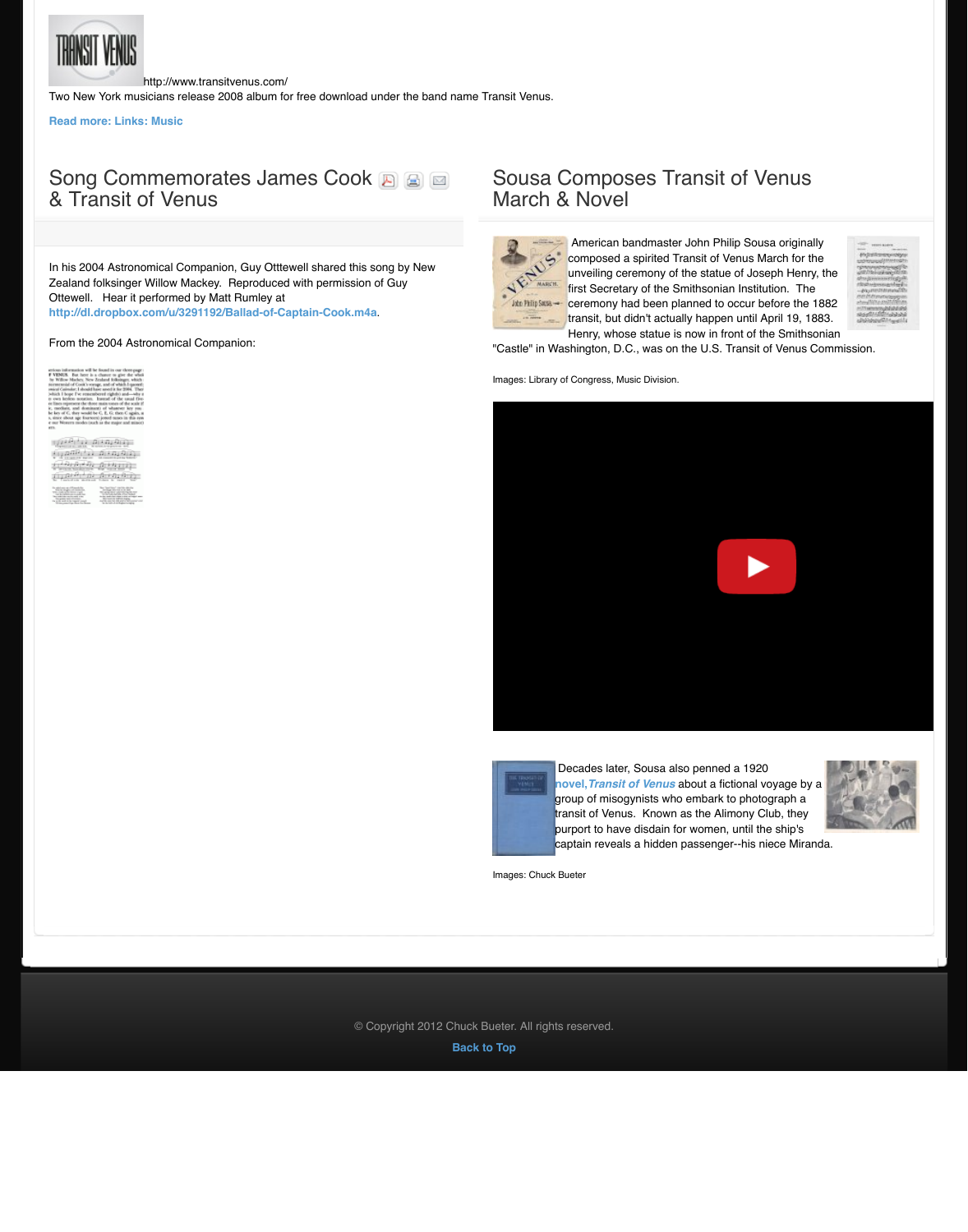http://www.transitvenus.com/

Two New York musicians release 2008 album for free download under the band name Transit Venus.

**Read more: Links: Music**

## Song Commemorates James Cook & Transit of Venus

In his 2004 Astronomical Companion, Guy Otttewell shared this song by New Zealand folksinger Willow Mackey. Reproduced with permission of Guy Ottewell. Hear it performed by Matt Rumley at http://dl.dropbox.com/u/3291192/Ballad-of-Captain-Cook.m4a.

From the 2004 Astronomical Companion:

## Sousa Composes Transit of Venus March & Novel

American bandmaster John Philip Sousa originally composed a spirited Transit of Venus March for the unveiling ceremony of the statue of Joseph Henry, the first Secretary of the Smithsonian Institution. The ceremony had been planned to occur before the 1882 transit, but didn't actually happen until April 19, 1883. Henry, whose statue is now in front of the Smithsonian "Castle" in Washington, D.C., was on the U.S. Transit of Venus Commission.

Images: Library of Congress, Music Division.

Decades later, Sousa also penned a 1920 novel, *Transit of Venus* about a fictional voyage by a group of misogynists who embark to photograph a transit of Venus. Known as the Alimony Club, they purport to have disdain for women, until the ship's captain reveals a hidden passenger--his niece Miranda.

Images: Chuck Bueter

© Copyright 2012 Chuck Bueter. All rights reserved.

Back to Top